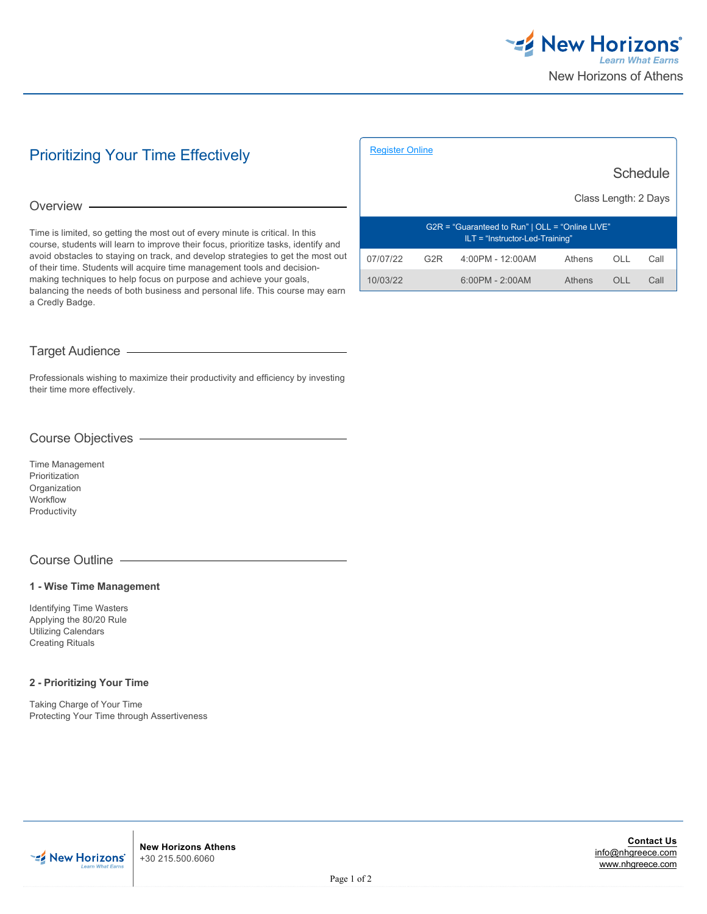New Horizons of Athens

# Prioritizing Your Time Effectively

[Register Online]

## Schedule

Class Length: 2 Days

G2R = "Guaranteed to Run" | OLL = "Online LIVE"
ILT = "Instructor-Led-Training"

| Date | | Time | Location | Type | |
|---|---|---|---|---|---|
| 07/07/22 | G2R | 4:00PM - 12:00AM | Athens | OLL | Call |
| 10/03/22 | | 6:00PM - 2:00AM | Athens | OLL | Call |

## Overview

Time is limited, so getting the most out of every minute is critical. In this course, students will learn to improve their focus, prioritize tasks, identify and avoid obstacles to staying on track, and develop strategies to get the most out of their time. Students will acquire time management tools and decision-making techniques to help focus on purpose and achieve your goals, balancing the needs of both business and personal life. This course may earn a Credly Badge.

## Target Audience

Professionals wishing to maximize their productivity and efficiency by investing their time more effectively.

## Course Objectives

Time Management
Prioritization
Organization
Workflow
Productivity

## Course Outline

### 1 - Wise Time Management

Identifying Time Wasters
Applying the 80/20 Rule
Utilizing Calendars
Creating Rituals

### 2 - Prioritizing Your Time

Taking Charge of Your Time
Protecting Your Time through Assertiveness

**New Horizons Athens**
+30 215.500.6060

**Contact Us**
info@nhgreece.com
www.nhgreece.com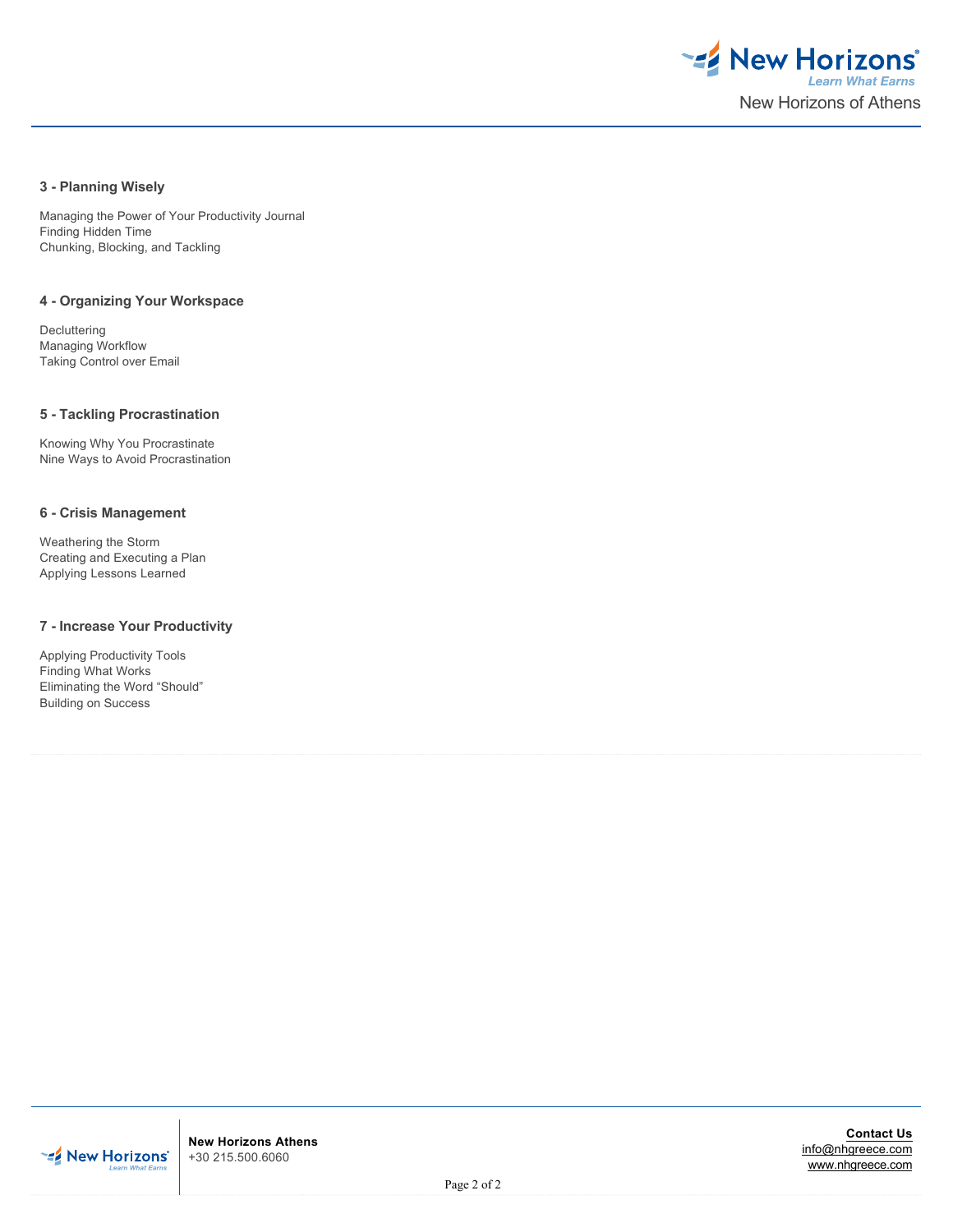### 3 - Planning Wisely

Managing the Power of Your Productivity Journal
Finding Hidden Time
Chunking, Blocking, and Tackling

### 4 - Organizing Your Workspace

Decluttering
Managing Workflow
Taking Control over Email

### 5 - Tackling Procrastination

Knowing Why You Procrastinate
Nine Ways to Avoid Procrastination

### 6 - Crisis Management

Weathering the Storm
Creating and Executing a Plan
Applying Lessons Learned

### 7 - Increase Your Productivity

Applying Productivity Tools
Finding What Works
Eliminating the Word “Should”
Building on Success

**New Horizons Athens**
+30 215.500.6060

**Contact Us**
info@nhgreece.com
www.nhgreece.com